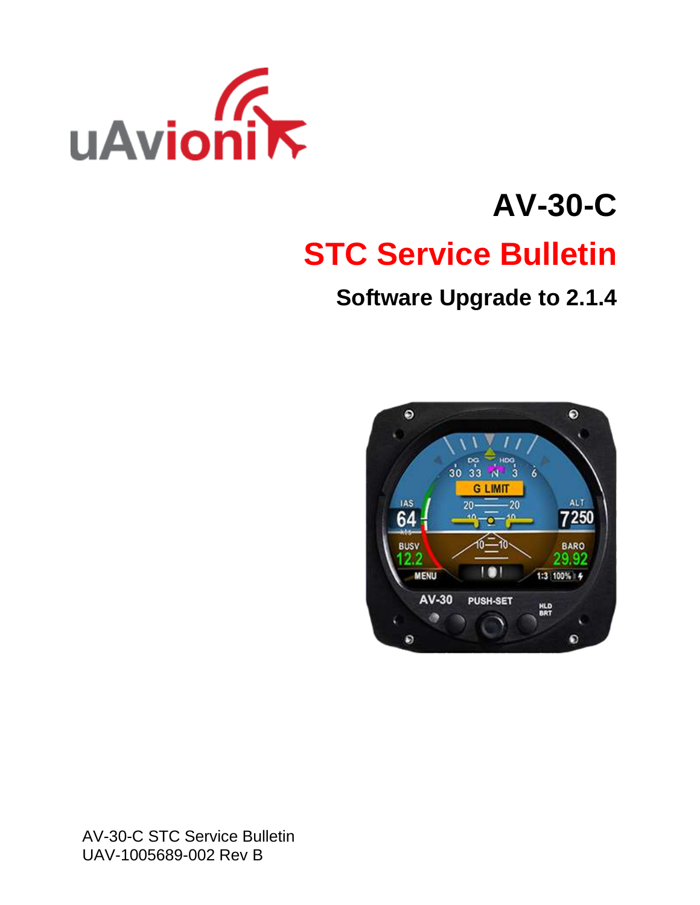# AV-30-C

## STC Service Bulletin

### Software Upgrade to 2.1.4

AV-30-C STC Service Bulletin
UAV-1005689-002 Rev B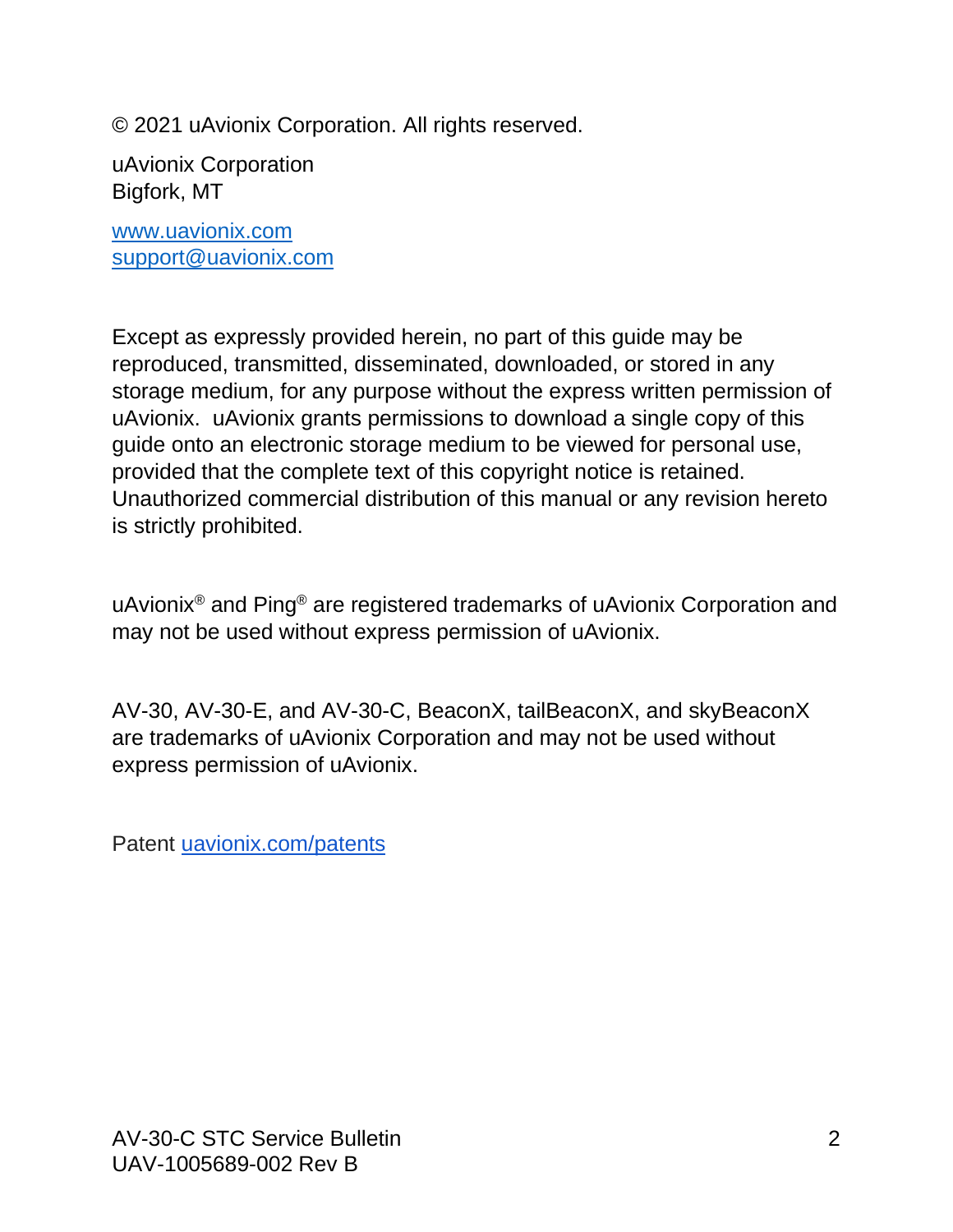© 2021 uAvionix Corporation. All rights reserved.

uAvionix Corporation
Bigfork, MT

www.uavionix.com
support@uavionix.com

Except as expressly provided herein, no part of this guide may be reproduced, transmitted, disseminated, downloaded, or stored in any storage medium, for any purpose without the express written permission of uAvionix. uAvionix grants permissions to download a single copy of this guide onto an electronic storage medium to be viewed for personal use, provided that the complete text of this copyright notice is retained. Unauthorized commercial distribution of this manual or any revision hereto is strictly prohibited.

uAvionix® and Ping® are registered trademarks of uAvionix Corporation and may not be used without express permission of uAvionix.

AV-30, AV-30-E, and AV-30-C, BeaconX, tailBeaconX, and skyBeaconX are trademarks of uAvionix Corporation and may not be used without express permission of uAvionix.

Patent uavionix.com/patents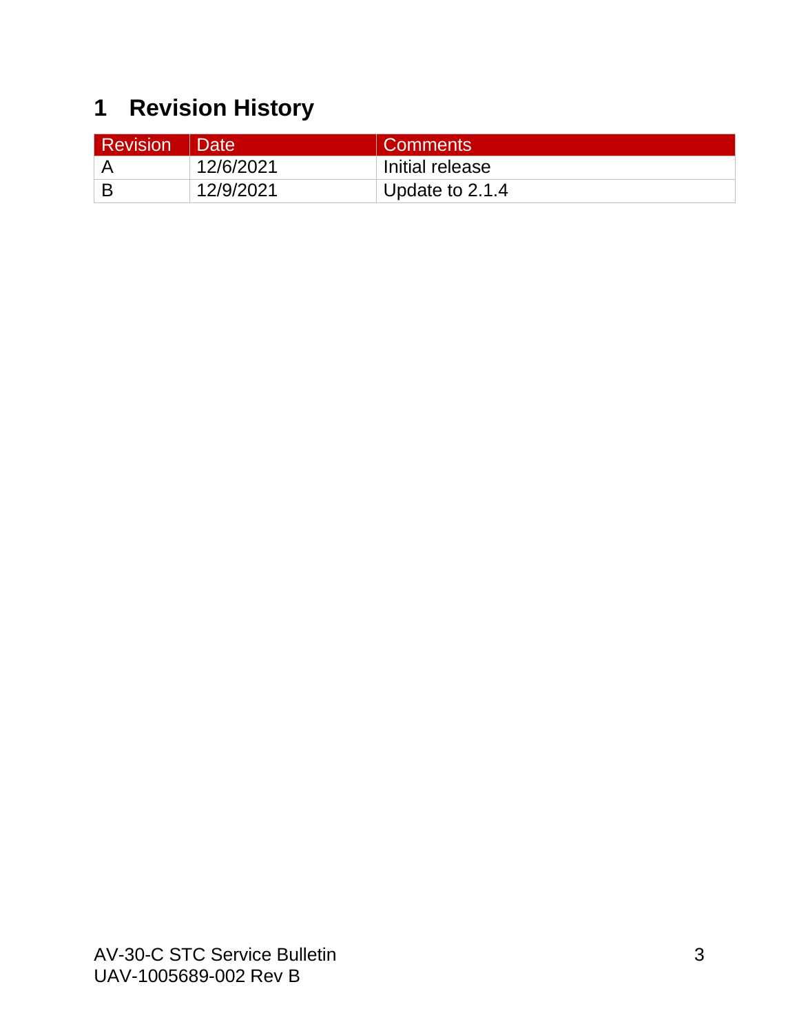# 1 Revision History

| Revision | Date | Comments |
|---|---|---|
| A | 12/6/2021 | Initial release |
| B | 12/9/2021 | Update to 2.1.4 |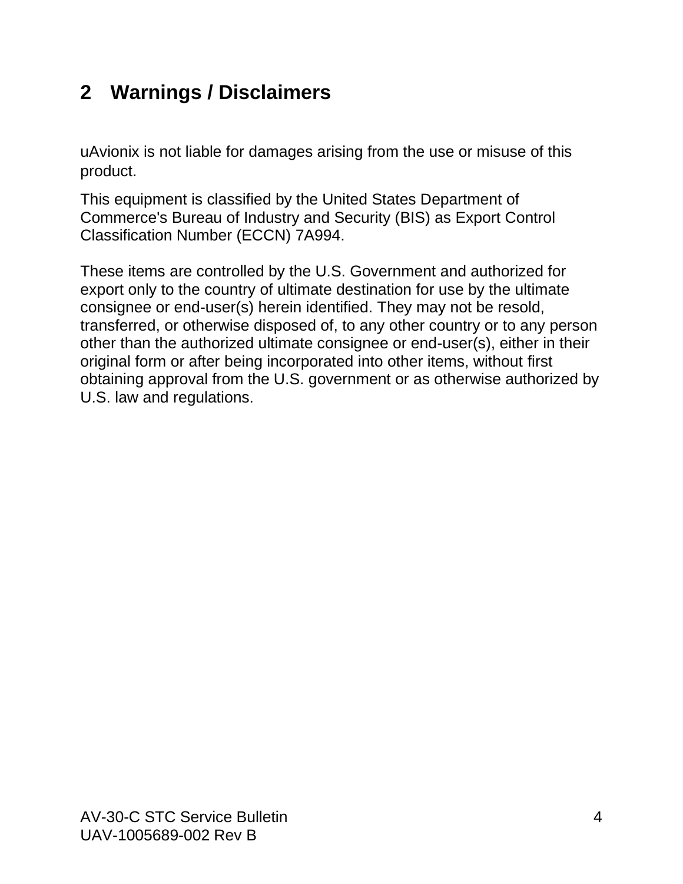## 2 Warnings / Disclaimers

uAvionix is not liable for damages arising from the use or misuse of this product.

This equipment is classified by the United States Department of Commerce's Bureau of Industry and Security (BIS) as Export Control Classification Number (ECCN) 7A994.

These items are controlled by the U.S. Government and authorized for export only to the country of ultimate destination for use by the ultimate consignee or end-user(s) herein identified. They may not be resold, transferred, or otherwise disposed of, to any other country or to any person other than the authorized ultimate consignee or end-user(s), either in their original form or after being incorporated into other items, without first obtaining approval from the U.S. government or as otherwise authorized by U.S. law and regulations.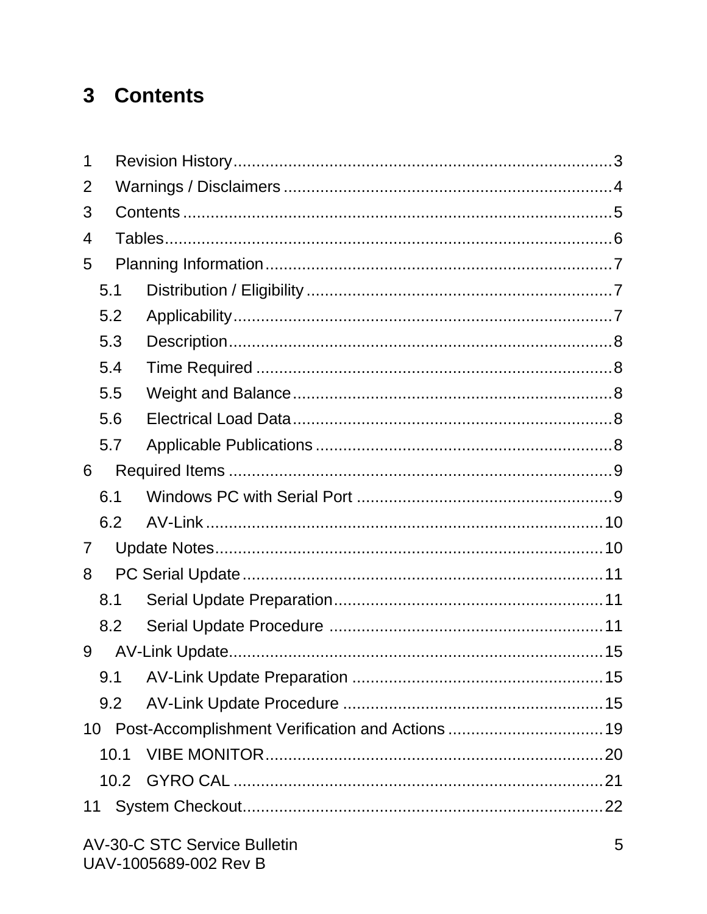# 3 Contents

1 Revision History ........................................................................ 3
2 Warnings / Disclaimers ................................................................ 4
3 Contents ..................................................................................... 5
4 Tables ......................................................................................... 6
5 Planning Information .................................................................... 7
  5.1 Distribution / Eligibility ............................................................ 7
  5.2 Applicability ............................................................................ 7
  5.3 Description .............................................................................. 8
  5.4 Time Required ......................................................................... 8
  5.5 Weight and Balance ................................................................. 8
  5.6 Electrical Load Data ................................................................. 8
  5.7 Applicable Publications ............................................................ 8
6 Required Items ............................................................................. 9
  6.1 Windows PC with Serial Port .................................................... 9
  6.2 AV-Link ................................................................................... 10
7 Update Notes ................................................................................ 10
8 PC Serial Update ........................................................................... 11
  8.1 Serial Update Preparation ......................................................... 11
  8.2 Serial Update Procedure ........................................................... 11
9 AV-Link Update ............................................................................. 15
  9.1 AV-Link Update Preparation ...................................................... 15
  9.2 AV-Link Update Procedure ........................................................ 15
10 Post-Accomplishment Verification and Actions ................................ 19
  10.1 VIBE MONITOR ....................................................................... 20
  10.2 GYRO CAL .............................................................................. 21
11 System Checkout .......................................................................... 22

AV-30-C STC Service Bulletin
UAV-1005689-002 Rev B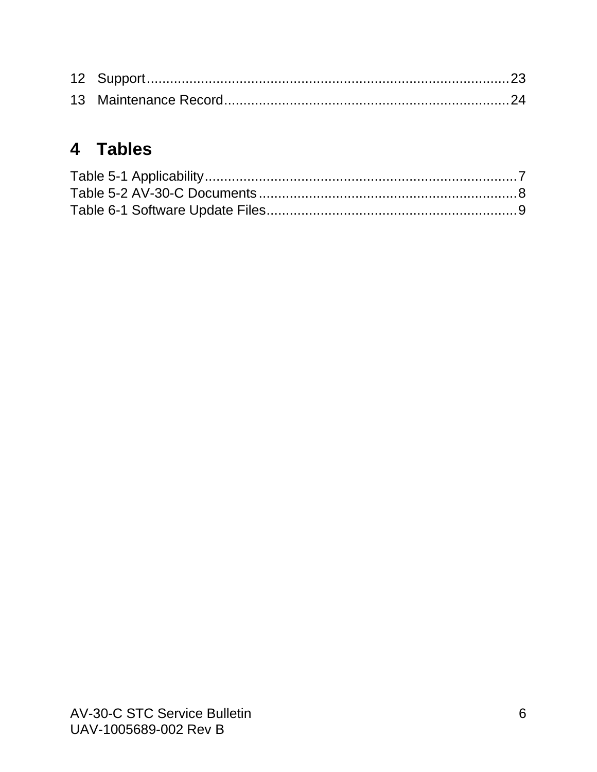12 Support........................................................................................23
13 Maintenance Record...........................................................................24

# 4 Tables

Table 5-1 Applicability..................................................................................7
Table 5-2 AV-30-C Documents...................................................................8
Table 6-1 Software Update Files.................................................................9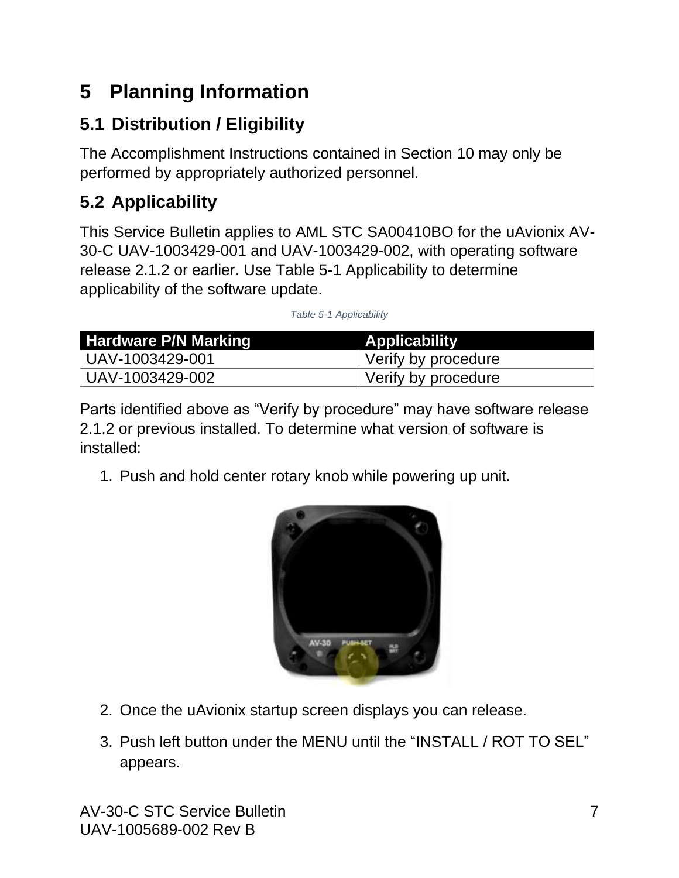# 5 Planning Information

## 5.1 Distribution / Eligibility

The Accomplishment Instructions contained in Section 10 may only be performed by appropriately authorized personnel.

## 5.2 Applicability

This Service Bulletin applies to AML STC SA00410BO for the uAvionix AV-30-C UAV-1003429-001 and UAV-1003429-002, with operating software release 2.1.2 or earlier. Use Table 5-1 Applicability to determine applicability of the software update.

*Table 5-1 Applicability*

| Hardware P/N Marking | Applicability |
|---|---|
| UAV-1003429-001 | Verify by procedure |
| UAV-1003429-002 | Verify by procedure |

Parts identified above as “Verify by procedure” may have software release 2.1.2 or previous installed. To determine what version of software is installed:

1. Push and hold center rotary knob while powering up unit.
2. Once the uAvionix startup screen displays you can release.
3. Push left button under the MENU until the “INSTALL / ROT TO SEL” appears.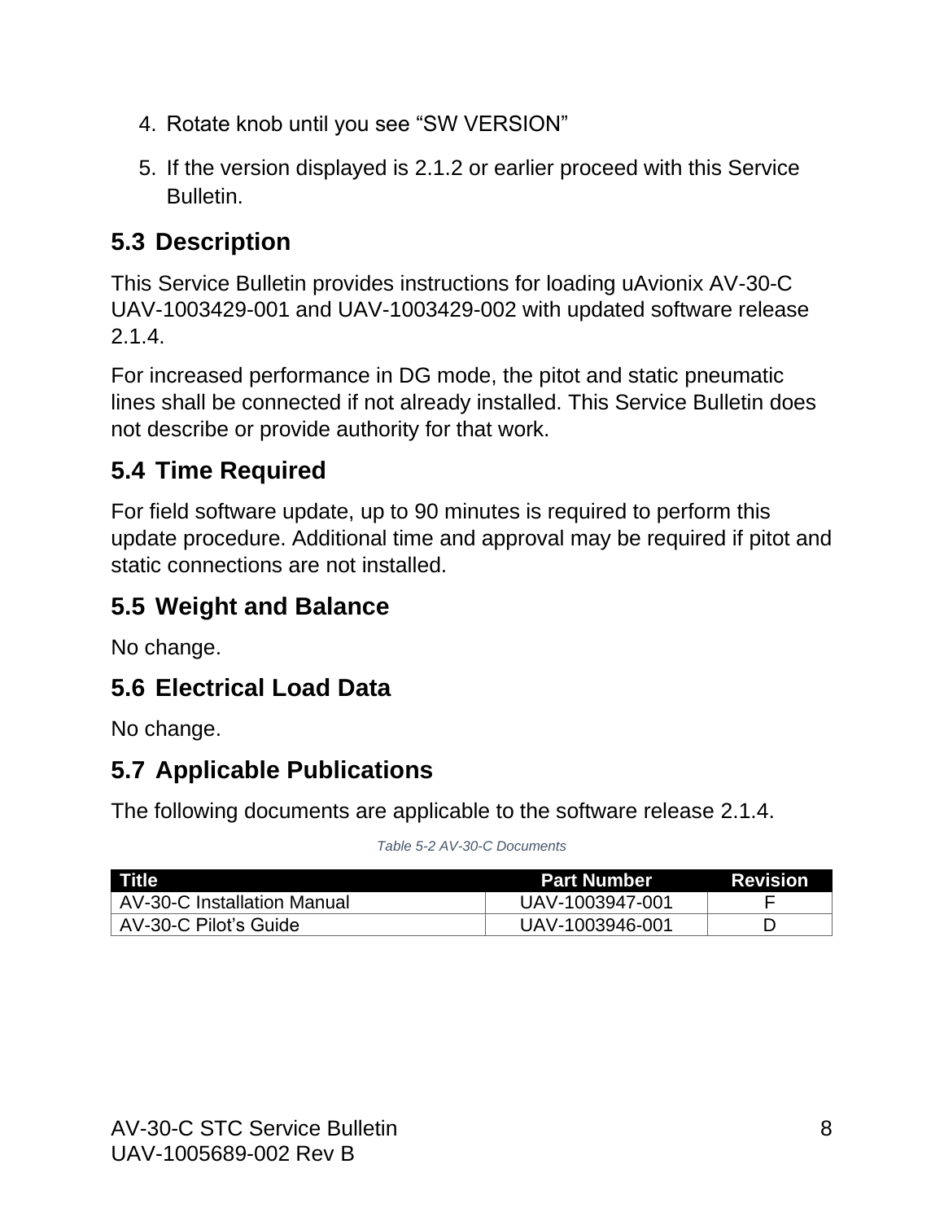4. Rotate knob until you see “SW VERSION”
5. If the version displayed is 2.1.2 or earlier proceed with this Service Bulletin.

## 5.3 Description

This Service Bulletin provides instructions for loading uAvionix AV-30-C UAV-1003429-001 and UAV-1003429-002 with updated software release 2.1.4.

For increased performance in DG mode, the pitot and static pneumatic lines shall be connected if not already installed. This Service Bulletin does not describe or provide authority for that work.

## 5.4 Time Required

For field software update, up to 90 minutes is required to perform this update procedure. Additional time and approval may be required if pitot and static connections are not installed.

## 5.5 Weight and Balance

No change.

## 5.6 Electrical Load Data

No change.

## 5.7 Applicable Publications

The following documents are applicable to the software release 2.1.4.

*Table 5-2 AV-30-C Documents*

| Title | Part Number | Revision |
|---|---|---|
| AV-30-C Installation Manual | UAV-1003947-001 | F |
| AV-30-C Pilot’s Guide | UAV-1003946-001 | D |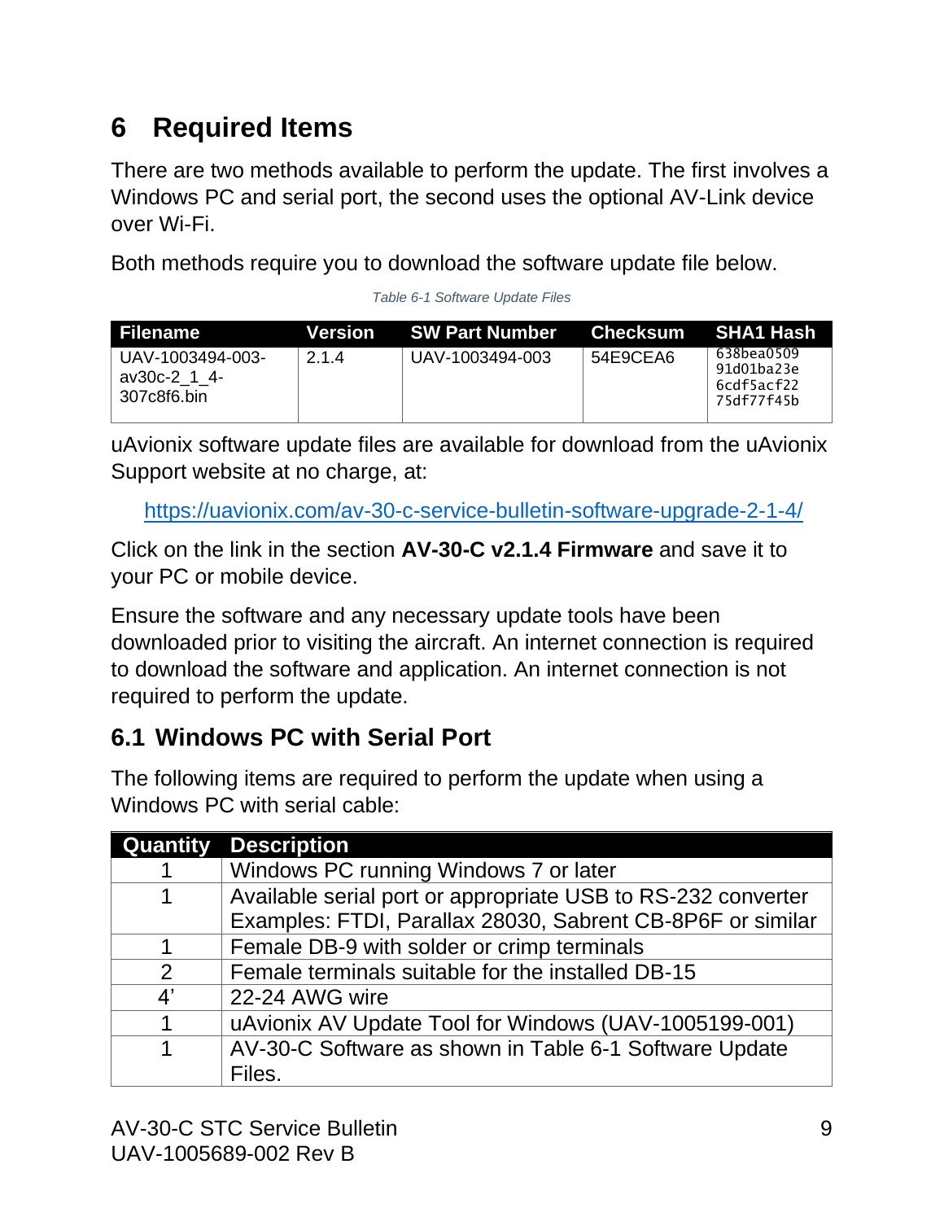# 6 Required Items

There are two methods available to perform the update. The first involves a Windows PC and serial port, the second uses the optional AV-Link device over Wi-Fi.

Both methods require you to download the software update file below.

*Table 6-1 Software Update Files*

| Filename | Version | SW Part Number | Checksum | SHA1 Hash |
|---|---|---|---|---|
| UAV-1003494-003-av30c-2_1_4-307c8f6.bin | 2.1.4 | UAV-1003494-003 | 54E9CEA6 | 638bea0509 91d01ba23e 6cdf5acf22 75df77f45b |

uAvionix software update files are available for download from the uAvionix Support website at no charge, at:

https://uavionix.com/av-30-c-service-bulletin-software-upgrade-2-1-4/

Click on the link in the section **AV-30-C v2.1.4 Firmware** and save it to your PC or mobile device.

Ensure the software and any necessary update tools have been downloaded prior to visiting the aircraft. An internet connection is required to download the software and application. An internet connection is not required to perform the update.

## 6.1 Windows PC with Serial Port

The following items are required to perform the update when using a Windows PC with serial cable:

| Quantity | Description |
|---|---|
| 1 | Windows PC running Windows 7 or later |
| 1 | Available serial port or appropriate USB to RS-232 converter Examples: FTDI, Parallax 28030, Sabrent CB-8P6F or similar |
| 1 | Female DB-9 with solder or crimp terminals |
| 2 | Female terminals suitable for the installed DB-15 |
| 4' | 22-24 AWG wire |
| 1 | uAvionix AV Update Tool for Windows (UAV-1005199-001) |
| 1 | AV-30-C Software as shown in Table 6-1 Software Update Files. |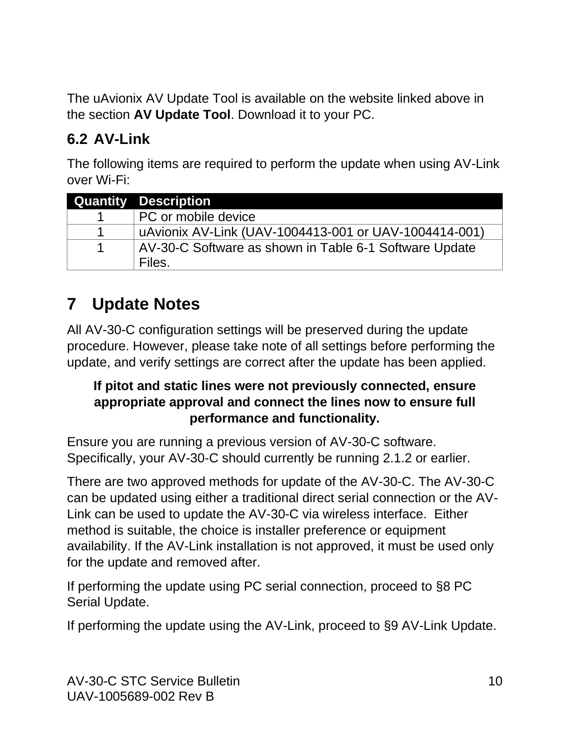The uAvionix AV Update Tool is available on the website linked above in the section **AV Update Tool**. Download it to your PC.

## 6.2 AV-Link

The following items are required to perform the update when using AV-Link over Wi-Fi:

| Quantity | Description |
| --- | --- |
| 1 | PC or mobile device |
| 1 | uAvionix AV-Link (UAV-1004413-001 or UAV-1004414-001) |
| 1 | AV-30-C Software as shown in Table 6-1 Software Update Files. |

# 7 Update Notes

All AV-30-C configuration settings will be preserved during the update procedure. However, please take note of all settings before performing the update, and verify settings are correct after the update has been applied.

**If pitot and static lines were not previously connected, ensure appropriate approval and connect the lines now to ensure full performance and functionality.**

Ensure you are running a previous version of AV-30-C software. Specifically, your AV-30-C should currently be running 2.1.2 or earlier.

There are two approved methods for update of the AV-30-C. The AV-30-C can be updated using either a traditional direct serial connection or the AV-Link can be used to update the AV-30-C via wireless interface. Either method is suitable, the choice is installer preference or equipment availability. If the AV-Link installation is not approved, it must be used only for the update and removed after.

If performing the update using PC serial connection, proceed to §8 PC Serial Update.

If performing the update using the AV-Link, proceed to §9 AV-Link Update.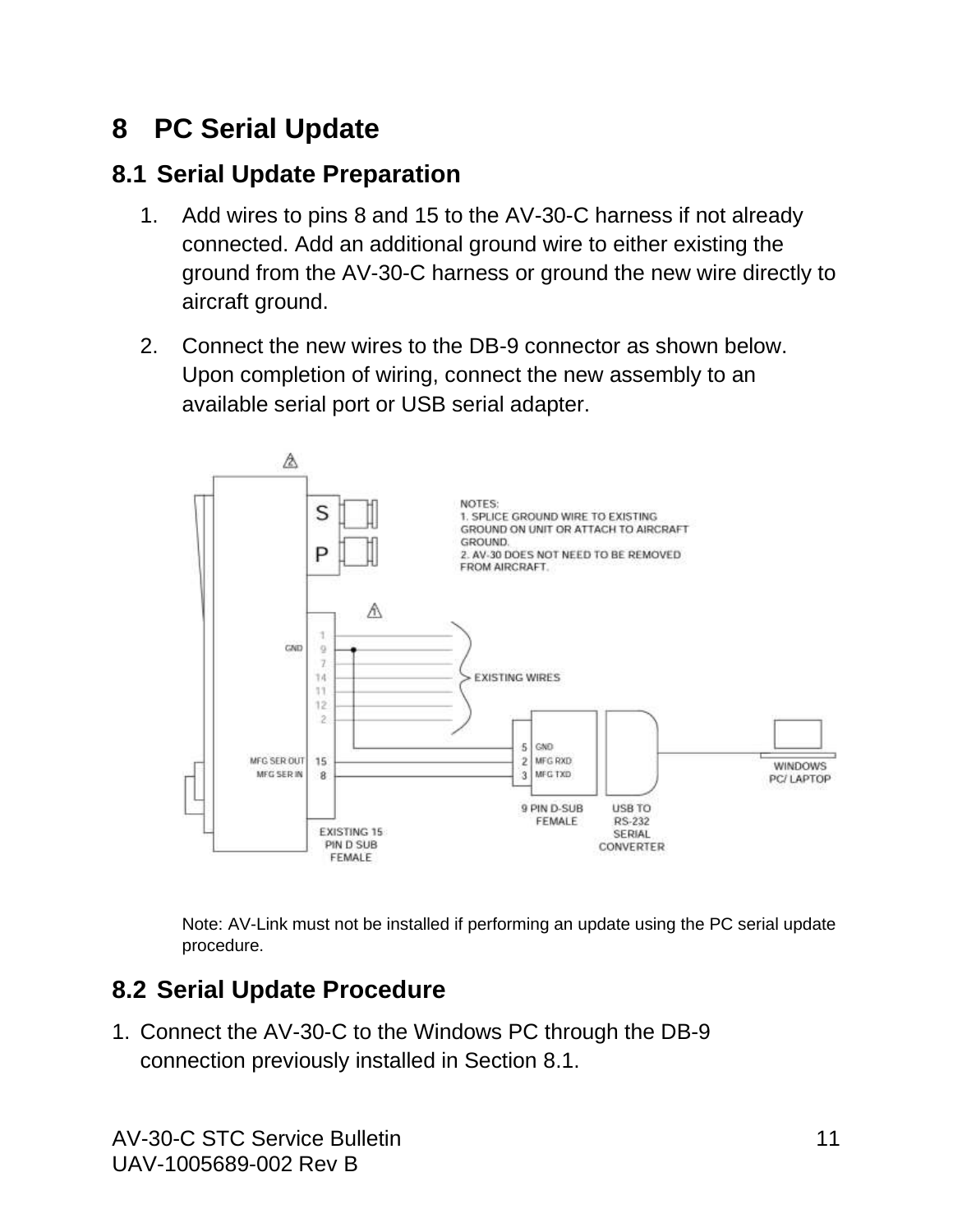# 8 PC Serial Update

## 8.1 Serial Update Preparation

1. Add wires to pins 8 and 15 to the AV-30-C harness if not already connected. Add an additional ground wire to either existing the ground from the AV-30-C harness or ground the new wire directly to aircraft ground.
2. Connect the new wires to the DB-9 connector as shown below. Upon completion of wiring, connect the new assembly to an available serial port or USB serial adapter.

NOTES:
1. SPLICE GROUND WIRE TO EXISTING GROUND ON UNIT OR ATTACH TO AIRCRAFT GROUND.
2. AV-30 DOES NOT NEED TO BE REMOVED FROM AIRCRAFT.

Note: AV-Link must not be installed if performing an update using the PC serial update procedure.

## 8.2 Serial Update Procedure

1. Connect the AV-30-C to the Windows PC through the DB-9 connection previously installed in Section 8.1.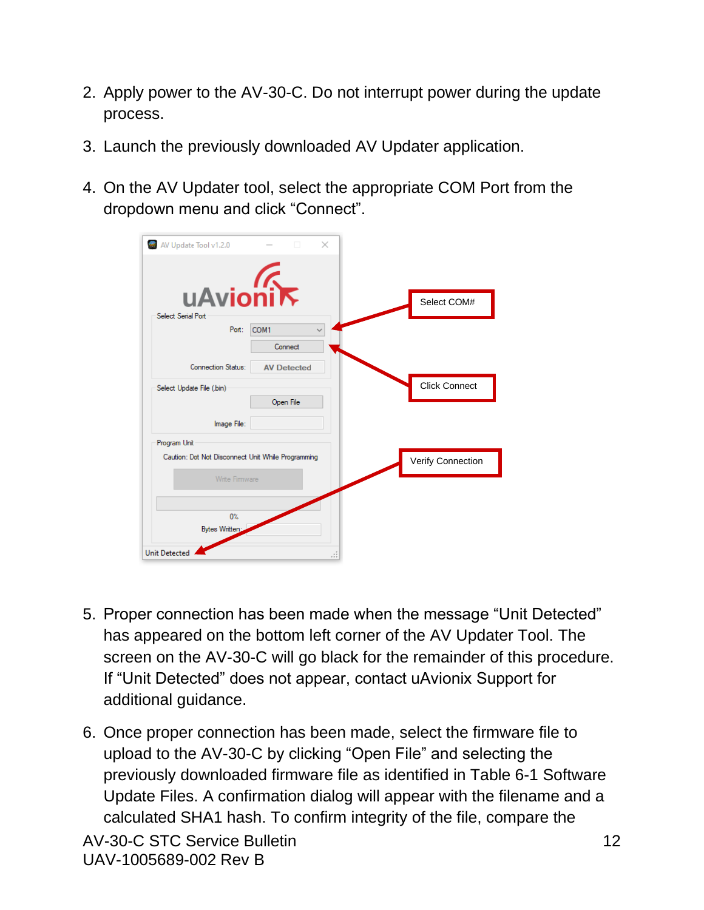2. Apply power to the AV-30-C. Do not interrupt power during the update process.
3. Launch the previously downloaded AV Updater application.
4. On the AV Updater tool, select the appropriate COM Port from the dropdown menu and click “Connect”.

5. Proper connection has been made when the message “Unit Detected” has appeared on the bottom left corner of the AV Updater Tool. The screen on the AV-30-C will go black for the remainder of this procedure. If “Unit Detected” does not appear, contact uAvionix Support for additional guidance.
6. Once proper connection has been made, select the firmware file to upload to the AV-30-C by clicking “Open File” and selecting the previously downloaded firmware file as identified in Table 6-1 Software Update Files. A confirmation dialog will appear with the filename and a calculated SHA1 hash. To confirm integrity of the file, compare the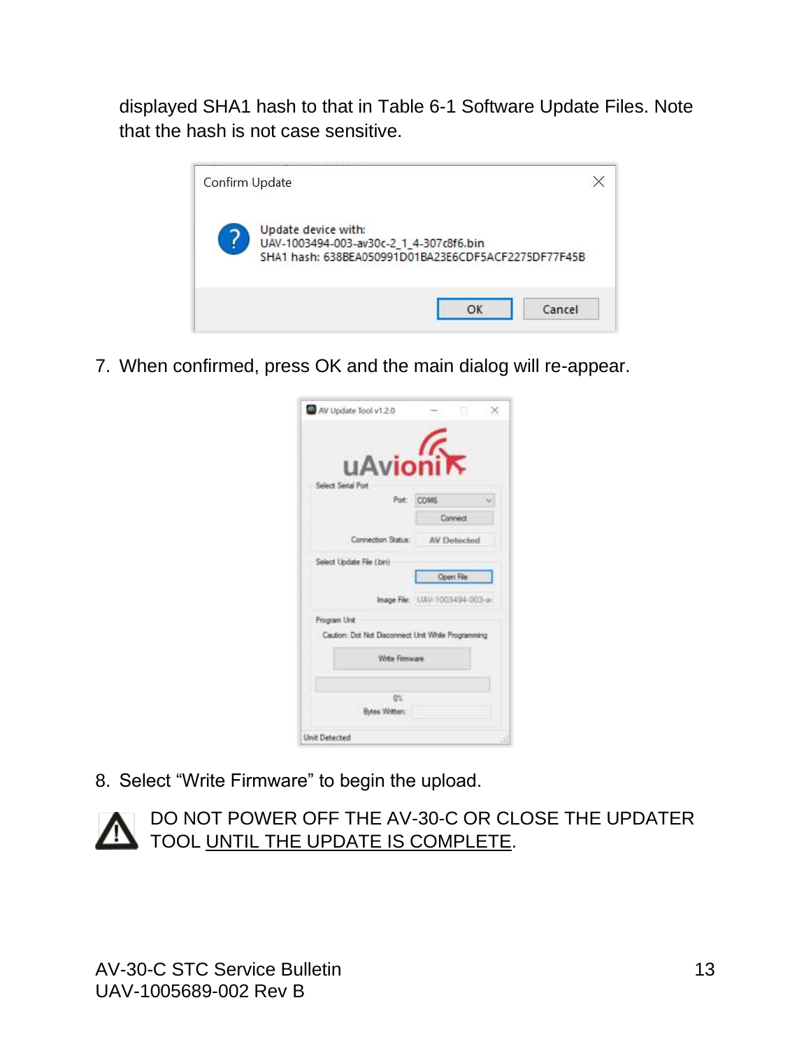displayed SHA1 hash to that in Table 6-1 Software Update Files. Note that the hash is not case sensitive.

7. When confirmed, press OK and the main dialog will re-appear.

8. Select “Write Firmware” to begin the upload.

⚠ DO NOT POWER OFF THE AV-30-C OR CLOSE THE UPDATER TOOL UNTIL THE UPDATE IS COMPLETE.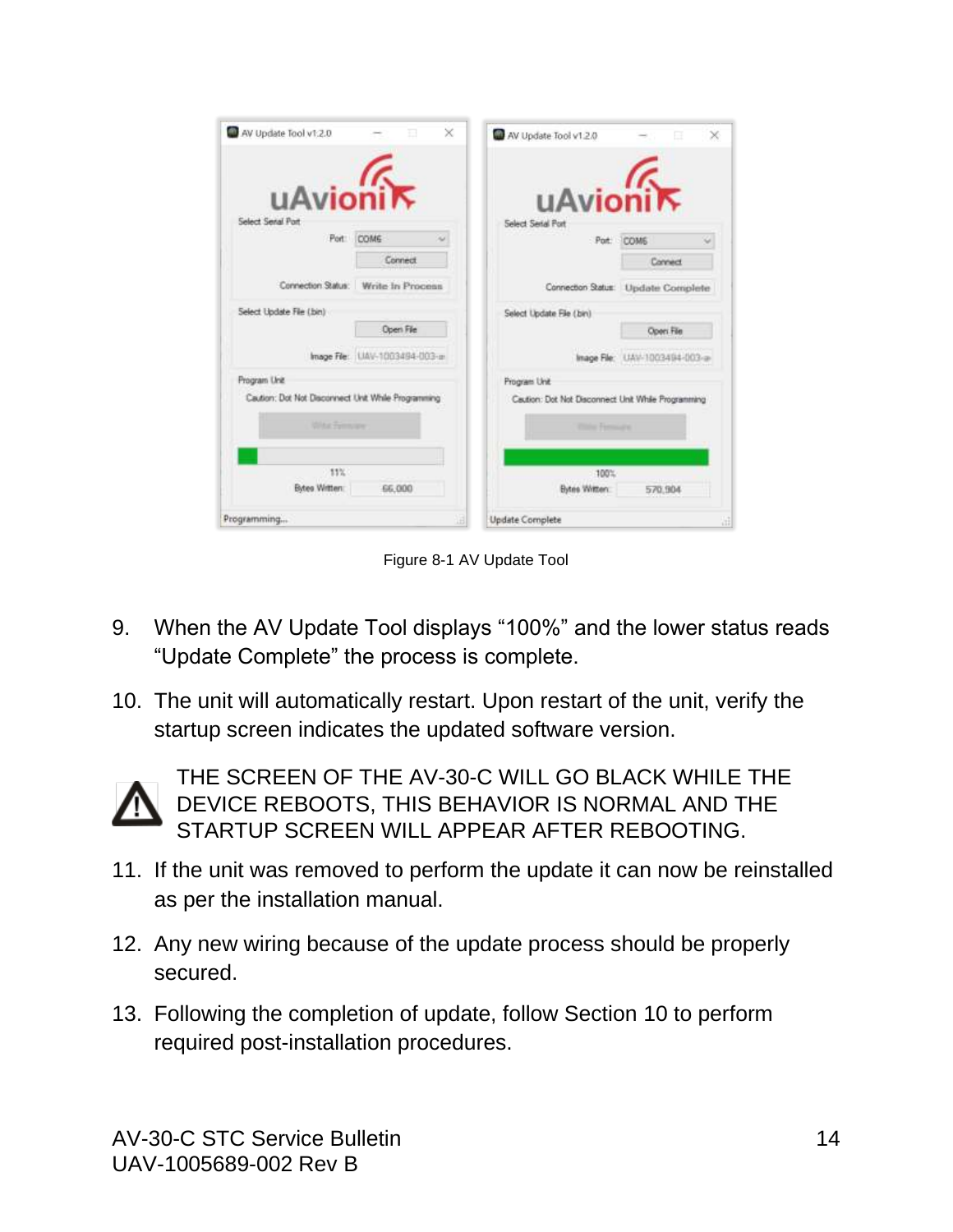Figure 8-1 AV Update Tool

9. When the AV Update Tool displays “100%” and the lower status reads “Update Complete” the process is complete.

10. The unit will automatically restart. Upon restart of the unit, verify the startup screen indicates the updated software version.

⚠ THE SCREEN OF THE AV-30-C WILL GO BLACK WHILE THE DEVICE REBOOTS, THIS BEHAVIOR IS NORMAL AND THE STARTUP SCREEN WILL APPEAR AFTER REBOOTING.

11. If the unit was removed to perform the update it can now be reinstalled as per the installation manual.

12. Any new wiring because of the update process should be properly secured.

13. Following the completion of update, follow Section 10 to perform required post-installation procedures.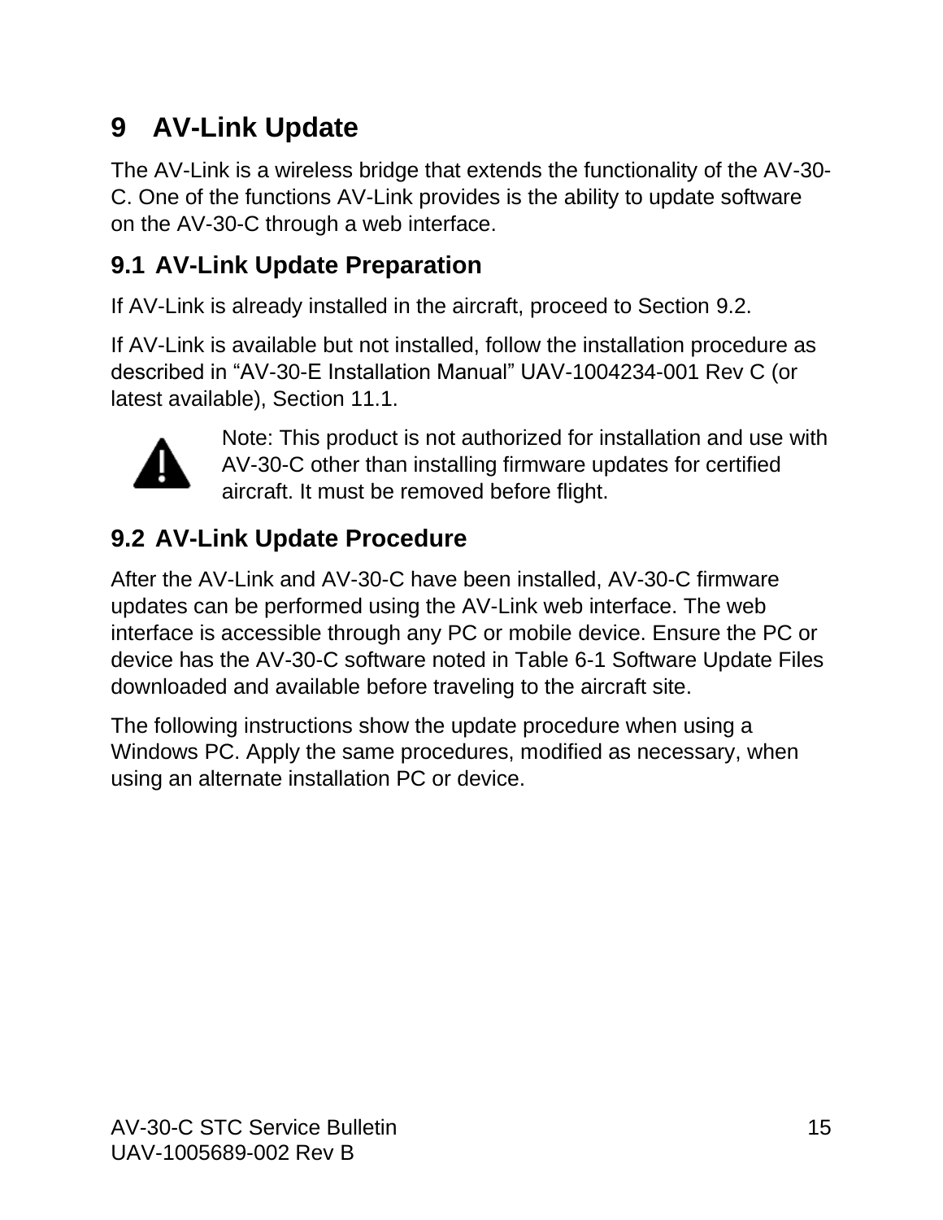# 9 AV-Link Update

The AV-Link is a wireless bridge that extends the functionality of the AV-30-C. One of the functions AV-Link provides is the ability to update software on the AV-30-C through a web interface.

## 9.1 AV-Link Update Preparation

If AV-Link is already installed in the aircraft, proceed to Section 9.2.

If AV-Link is available but not installed, follow the installation procedure as described in “AV-30-E Installation Manual” UAV-1004234-001 Rev C (or latest available), Section 11.1.

Note: This product is not authorized for installation and use with AV-30-C other than installing firmware updates for certified aircraft. It must be removed before flight.

## 9.2 AV-Link Update Procedure

After the AV-Link and AV-30-C have been installed, AV-30-C firmware updates can be performed using the AV-Link web interface. The web interface is accessible through any PC or mobile device. Ensure the PC or device has the AV-30-C software noted in Table 6-1 Software Update Files downloaded and available before traveling to the aircraft site.

The following instructions show the update procedure when using a Windows PC. Apply the same procedures, modified as necessary, when using an alternate installation PC or device.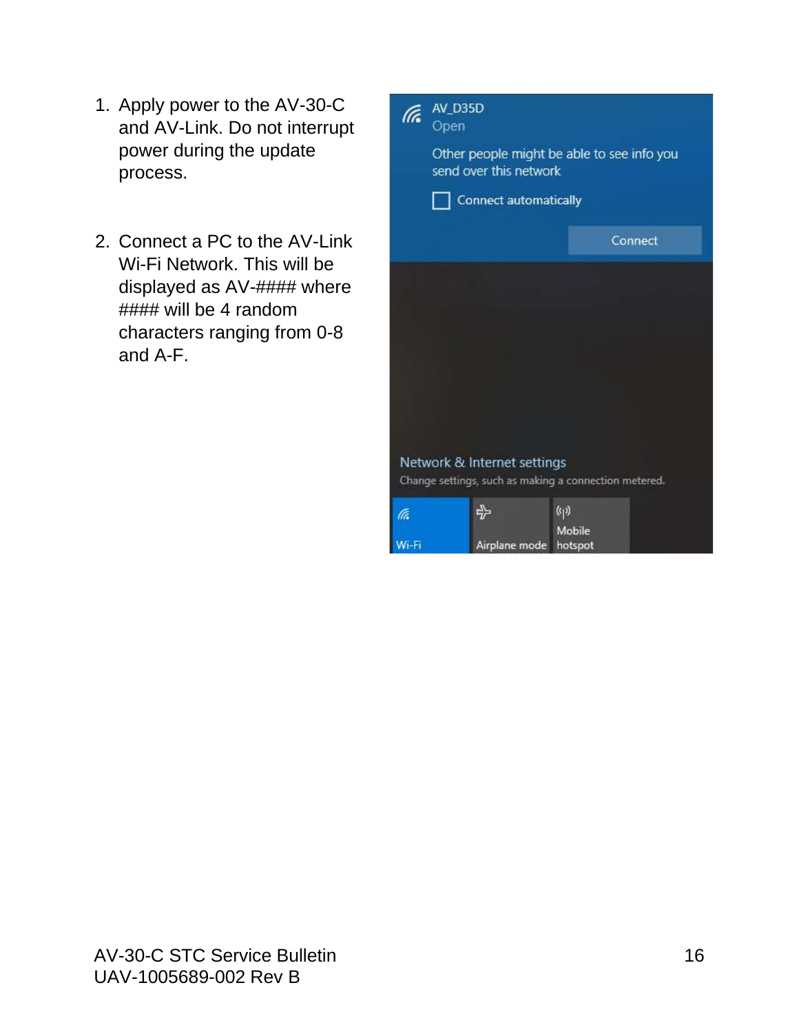1. Apply power to the AV-30-C and AV-Link. Do not interrupt power during the update process.

2. Connect a PC to the AV-Link Wi-Fi Network. This will be displayed as AV-#### where #### will be 4 random characters ranging from 0-8 and A-F.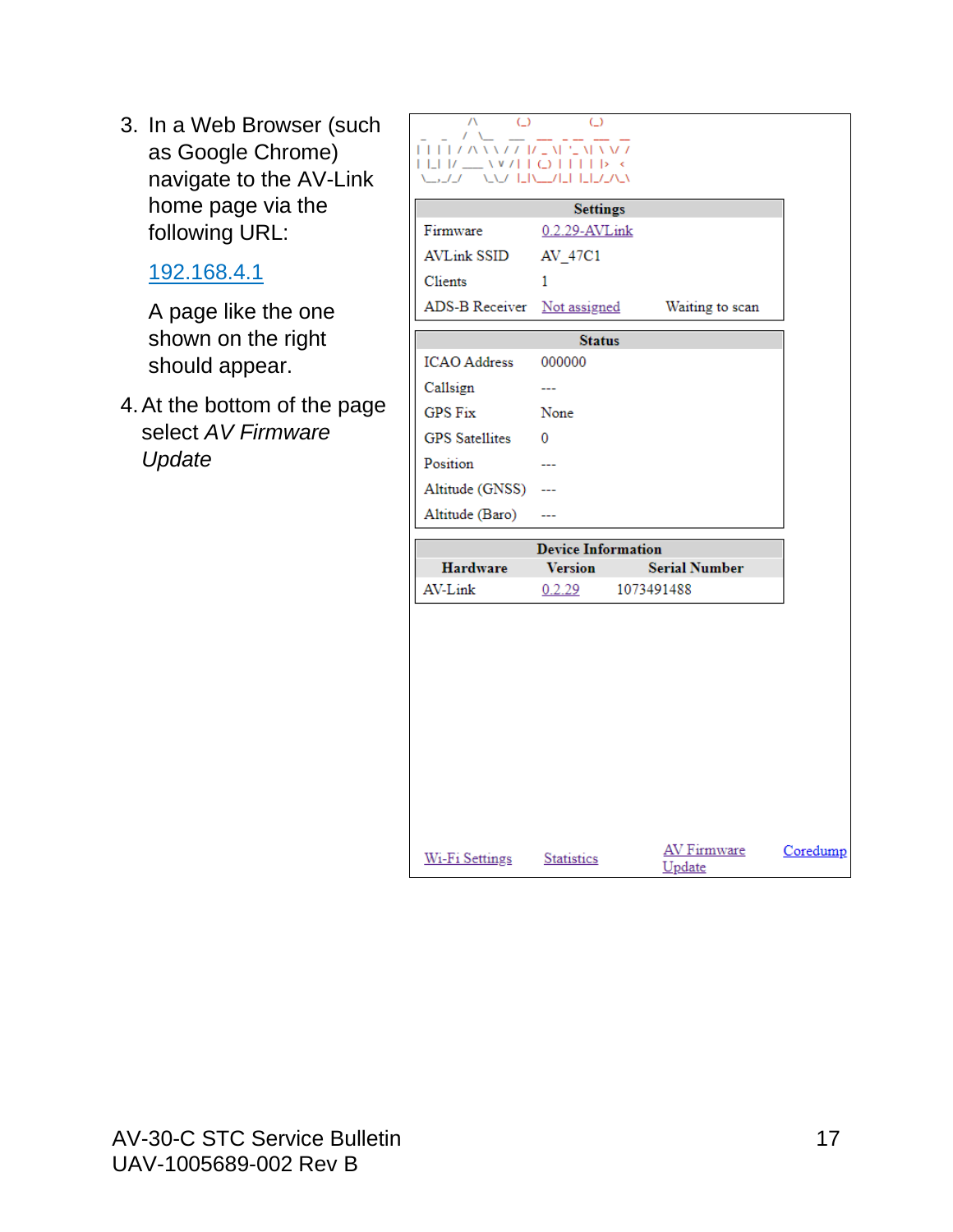3. In a Web Browser (such as Google Chrome) navigate to the AV-Link home page via the following URL:

   192.168.4.1

   A page like the one shown on the right should appear.

4. At the bottom of the page select *AV Firmware Update*

| Settings | | |
|---|---|---|
| Firmware | 0.2.29-AVLink | |
| AVLink SSID | AV_47C1 | |
| Clients | 1 | |
| ADS-B Receiver | Not assigned | Waiting to scan |

| Status | |
|---|---|
| ICAO Address | 000000 |
| Callsign | --- |
| GPS Fix | None |
| GPS Satellites | 0 |
| Position | --- |
| Altitude (GNSS) | --- |
| Altitude (Baro) | --- |

| Device Information | | |
|---|---|---|
| **Hardware** | **Version** | **Serial Number** |
| AV-Link | 0.2.29 | 1073491488 |

Wi-Fi Settings | Statistics | AV Firmware Update | Coredump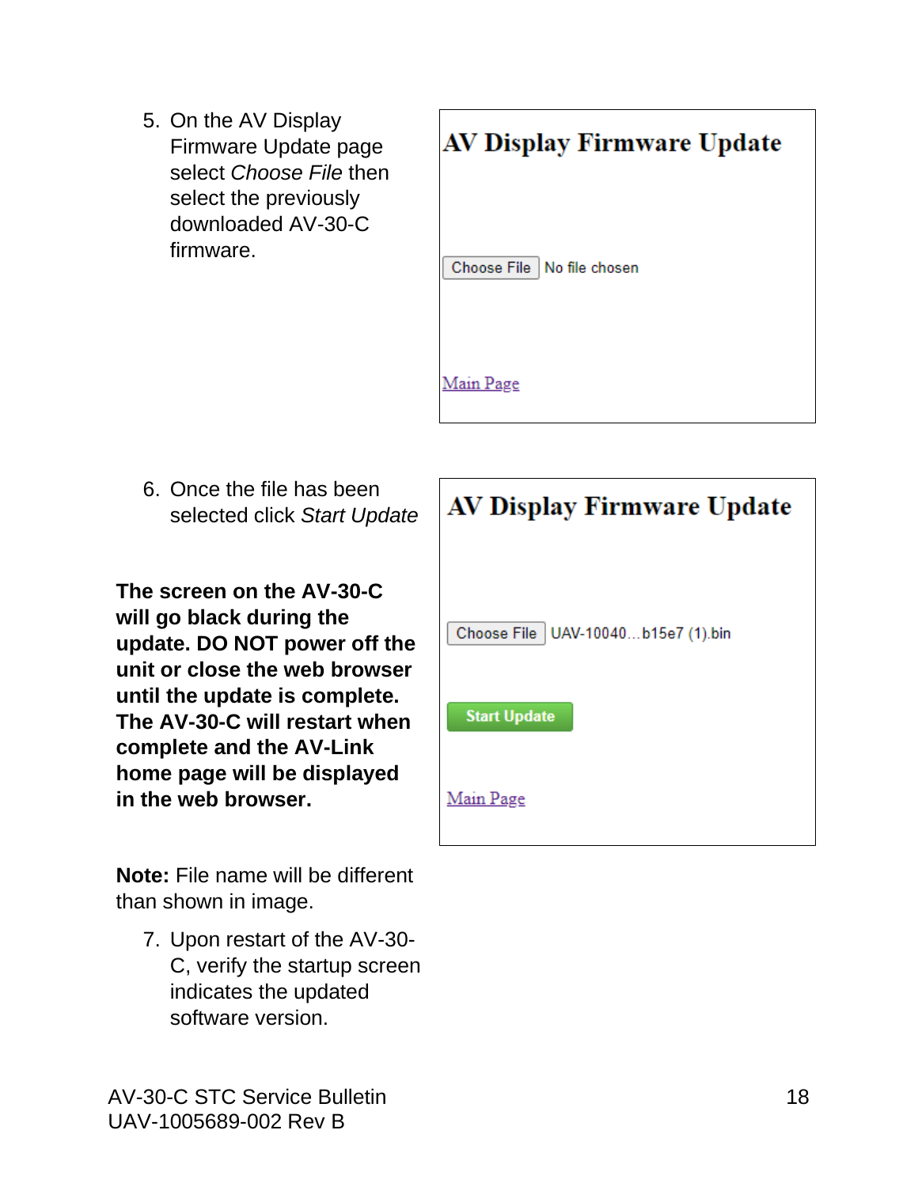5. On the AV Display Firmware Update page select *Choose File* then select the previously downloaded AV-30-C firmware.

**AV Display Firmware Update**

Choose File No file chosen

Main Page

6. Once the file has been selected click *Start Update*

**The screen on the AV-30-C will go black during the update. DO NOT power off the unit or close the web browser until the update is complete. The AV-30-C will restart when complete and the AV-Link home page will be displayed in the web browser.**

**AV Display Firmware Update**

Choose File UAV-10040...b15e7 (1).bin

Start Update

Main Page

**Note:** File name will be different than shown in image.

7. Upon restart of the AV-30-C, verify the startup screen indicates the updated software version.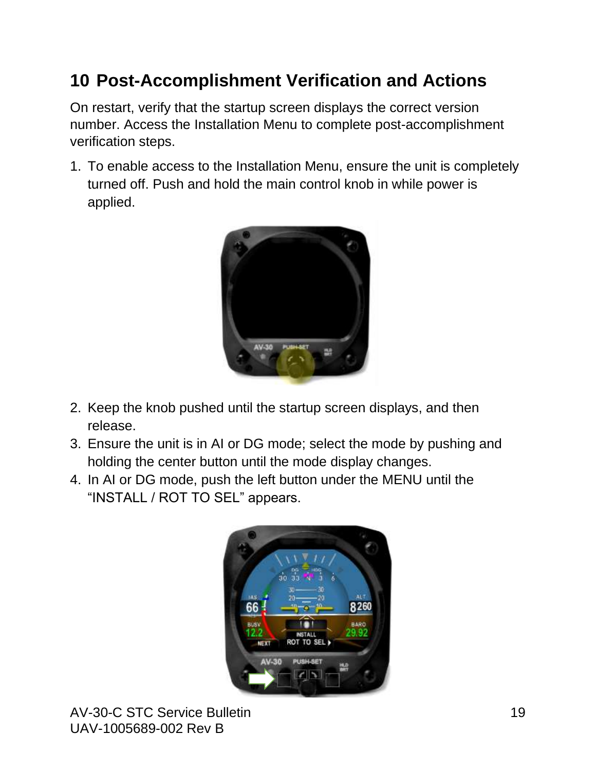# 10 Post-Accomplishment Verification and Actions

On restart, verify that the startup screen displays the correct version number. Access the Installation Menu to complete post-accomplishment verification steps.

1. To enable access to the Installation Menu, ensure the unit is completely turned off. Push and hold the main control knob in while power is applied.
2. Keep the knob pushed until the startup screen displays, and then release.
3. Ensure the unit is in AI or DG mode; select the mode by pushing and holding the center button until the mode display changes.
4. In AI or DG mode, push the left button under the MENU until the "INSTALL / ROT TO SEL" appears.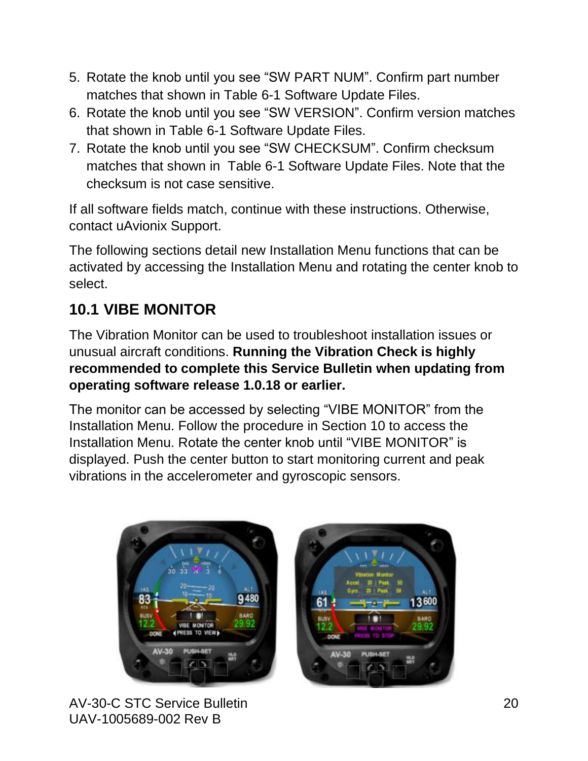5. Rotate the knob until you see “SW PART NUM”. Confirm part number matches that shown in Table 6-1 Software Update Files.
6. Rotate the knob until you see “SW VERSION”. Confirm version matches that shown in Table 6-1 Software Update Files.
7. Rotate the knob until you see “SW CHECKSUM”. Confirm checksum matches that shown in Table 6-1 Software Update Files. Note that the checksum is not case sensitive.

If all software fields match, continue with these instructions. Otherwise, contact uAvionix Support.

The following sections detail new Installation Menu functions that can be activated by accessing the Installation Menu and rotating the center knob to select.

## 10.1 VIBE MONITOR

The Vibration Monitor can be used to troubleshoot installation issues or unusual aircraft conditions. **Running the Vibration Check is highly recommended to complete this Service Bulletin when updating from operating software release 1.0.18 or earlier.**

The monitor can be accessed by selecting “VIBE MONITOR” from the Installation Menu. Follow the procedure in Section 10 to access the Installation Menu. Rotate the center knob until “VIBE MONITOR” is displayed. Push the center button to start monitoring current and peak vibrations in the accelerometer and gyroscopic sensors.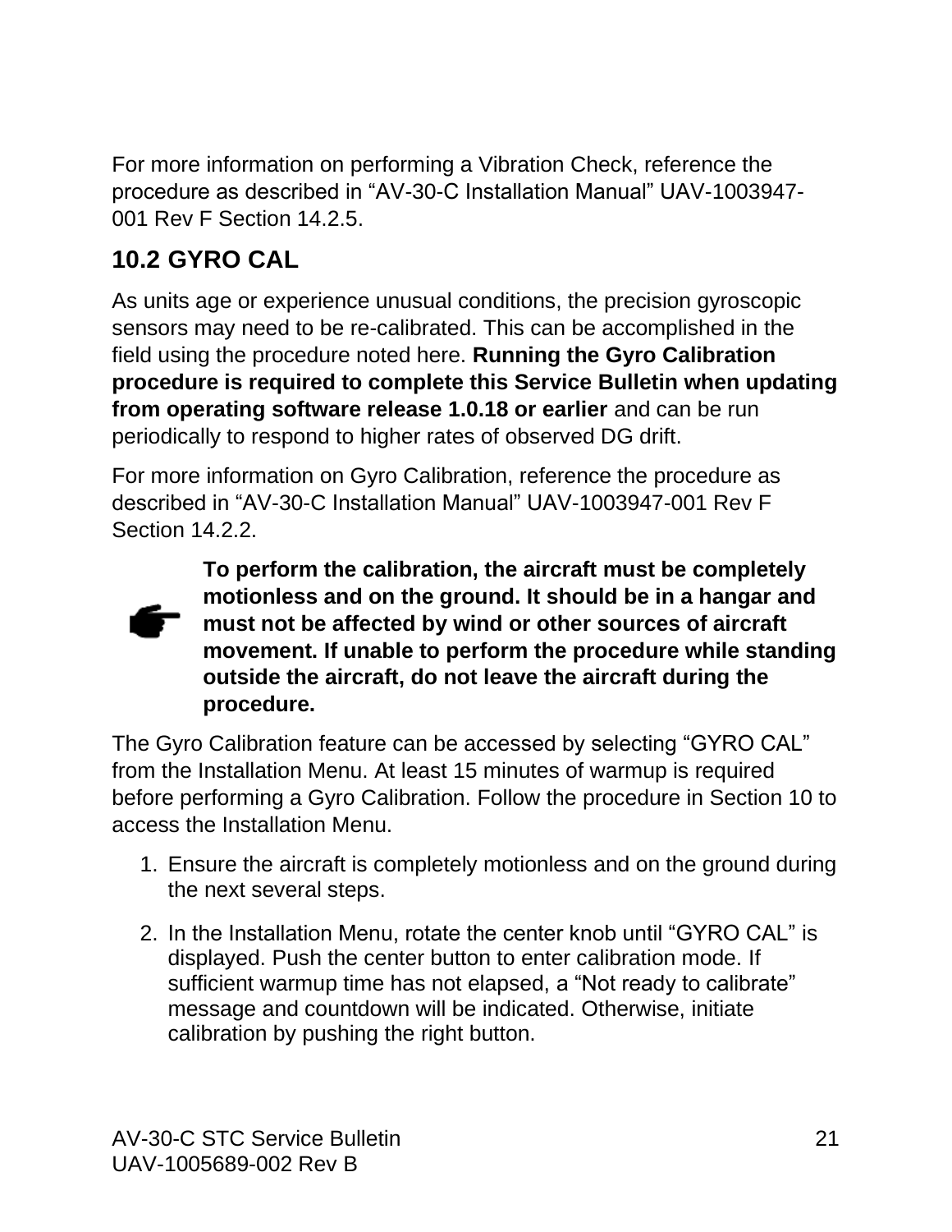For more information on performing a Vibration Check, reference the procedure as described in “AV-30-C Installation Manual” UAV-1003947-001 Rev F Section 14.2.5.

## 10.2 GYRO CAL

As units age or experience unusual conditions, the precision gyroscopic sensors may need to be re-calibrated. This can be accomplished in the field using the procedure noted here. **Running the Gyro Calibration procedure is required to complete this Service Bulletin when updating from operating software release 1.0.18 or earlier** and can be run periodically to respond to higher rates of observed DG drift.

For more information on Gyro Calibration, reference the procedure as described in “AV-30-C Installation Manual” UAV-1003947-001 Rev F Section 14.2.2.

👉 **To perform the calibration, the aircraft must be completely motionless and on the ground. It should be in a hangar and must not be affected by wind or other sources of aircraft movement. If unable to perform the procedure while standing outside the aircraft, do not leave the aircraft during the procedure.**

The Gyro Calibration feature can be accessed by selecting “GYRO CAL” from the Installation Menu. At least 15 minutes of warmup is required before performing a Gyro Calibration. Follow the procedure in Section 10 to access the Installation Menu.

1. Ensure the aircraft is completely motionless and on the ground during the next several steps.
2. In the Installation Menu, rotate the center knob until “GYRO CAL” is displayed. Push the center button to enter calibration mode. If sufficient warmup time has not elapsed, a “Not ready to calibrate” message and countdown will be indicated. Otherwise, initiate calibration by pushing the right button.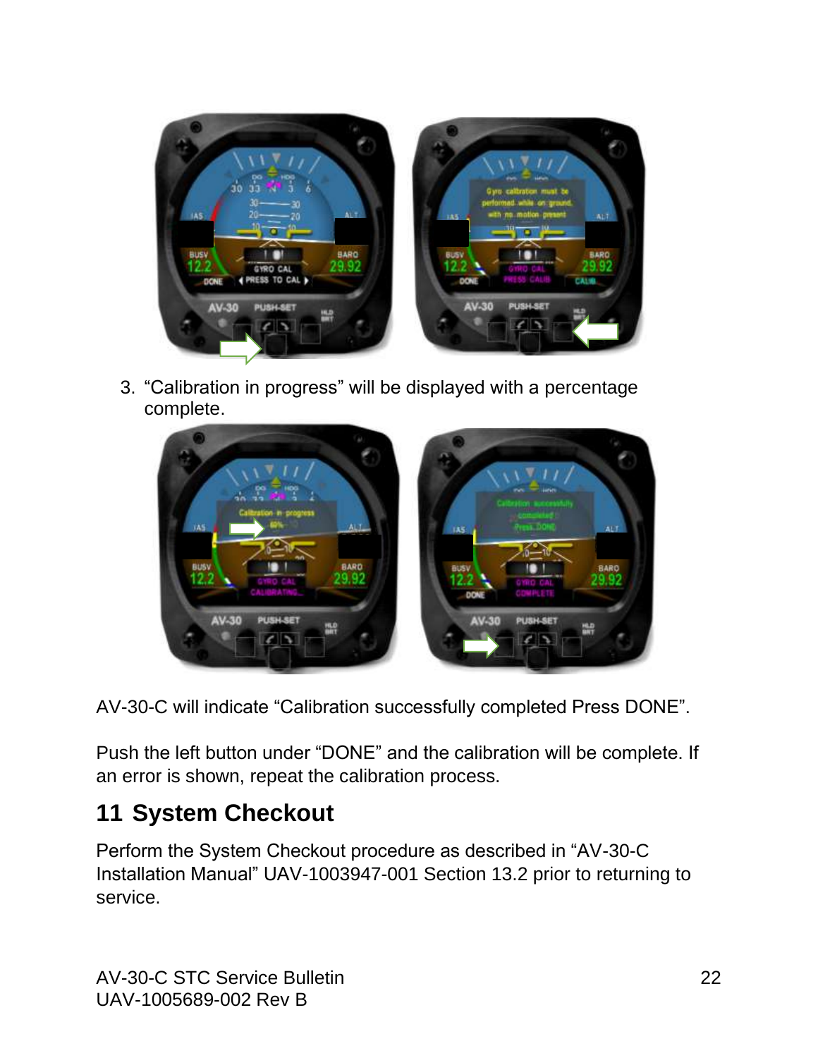3. “Calibration in progress” will be displayed with a percentage complete.

AV-30-C will indicate “Calibration successfully completed Press DONE”.

Push the left button under “DONE” and the calibration will be complete. If an error is shown, repeat the calibration process.

## 11 System Checkout

Perform the System Checkout procedure as described in “AV-30-C Installation Manual” UAV-1003947-001 Section 13.2 prior to returning to service.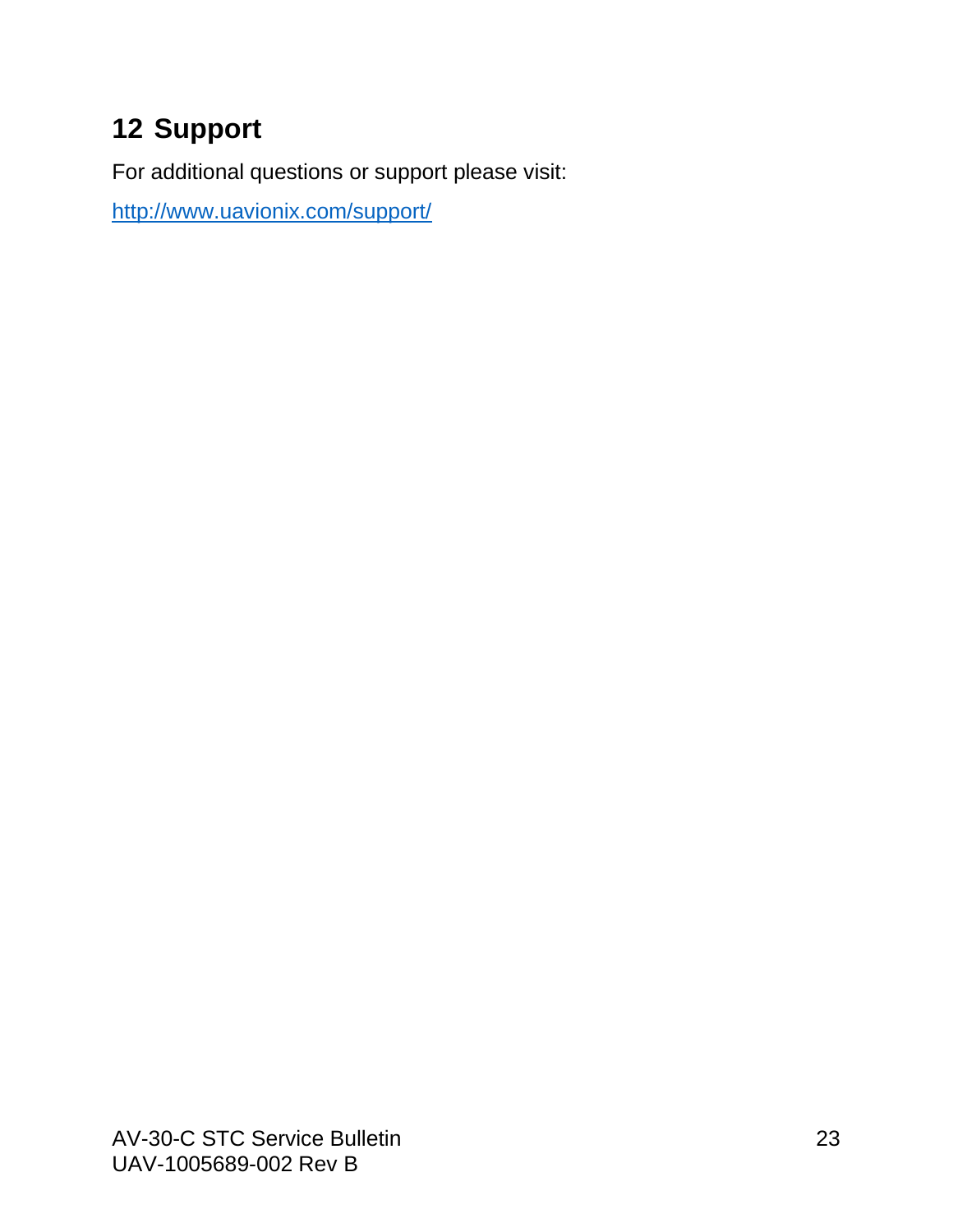# 12 Support

For additional questions or support please visit:

http://www.uavionix.com/support/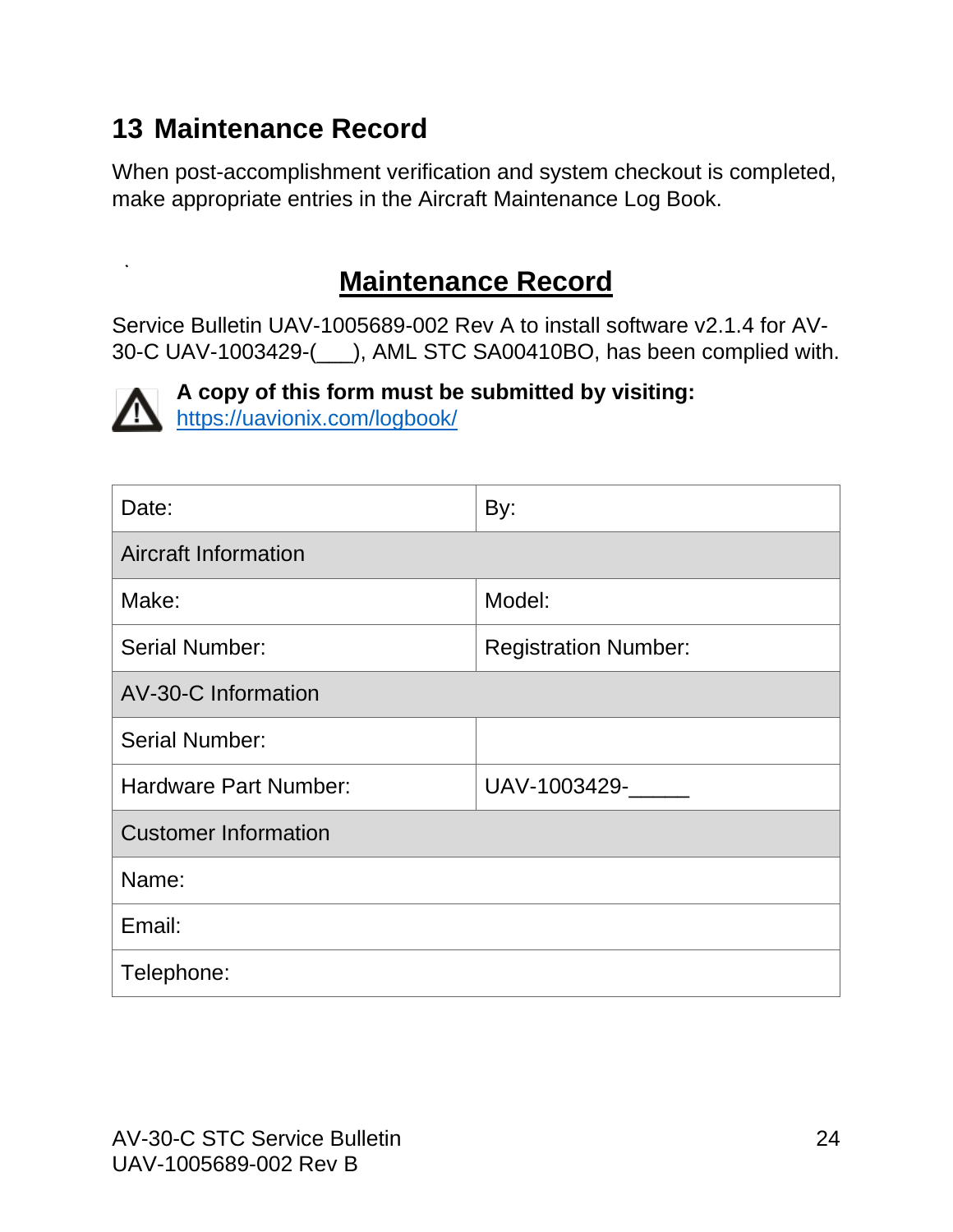# 13 Maintenance Record

When post-accomplishment verification and system checkout is completed, make appropriate entries in the Aircraft Maintenance Log Book.

## Maintenance Record

Service Bulletin UAV-1005689-002 Rev A to install software v2.1.4 for AV-30-C UAV-1003429-(___), AML STC SA00410BO, has been complied with.

**A copy of this form must be submitted by visiting:** https://uavionix.com/logbook/

| | |
|---|---|
| Date: | By: |
| Aircraft Information | |
| Make: | Model: |
| Serial Number: | Registration Number: |
| AV-30-C Information | |
| Serial Number: | |
| Hardware Part Number: | UAV-1003429-_____ |
| Customer Information | |
| Name: | |
| Email: | |
| Telephone: | |